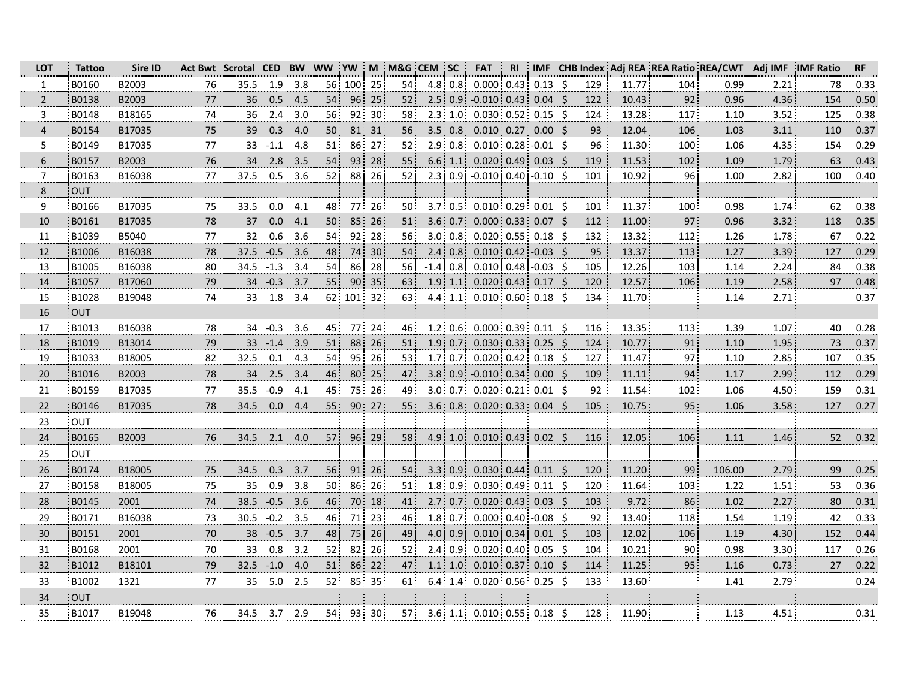| LOT | Tattoo | Sire ID | Act Bwt | Scrotal | CED | BW | WW | YW | M | M&G | CEM | SC | FAT | RI | IMF | CHB Index | Adj REA | REA Ratio | REA/CWT | Adj IMF | IMF Ratio | RF |
|---|---|---|---|---|---|---|---|---|---|---|---|---|---|---|---|---|---|---|---|---|---|---|
| 1 | B0160 | B2003 | 76 | 35.5 | 1.9 | 3.8 | 56 | 100 | 25 | 54 | 4.8 | 0.8 | 0.000 | 0.43 | 0.13 | $ 129 | 11.77 | 104 | 0.99 | 2.21 | 78 | 0.33 |
| 2 | B0138 | B2003 | 77 | 36 | 0.5 | 4.5 | 54 | 96 | 25 | 52 | 2.5 | 0.9 | -0.010 | 0.43 | 0.04 | $ 122 | 10.43 | 92 | 0.96 | 4.36 | 154 | 0.50 |
| 3 | B0148 | B18165 | 74 | 36 | 2.4 | 3.0 | 56 | 92 | 30 | 58 | 2.3 | 1.0 | 0.030 | 0.52 | 0.15 | $ 124 | 13.28 | 117 | 1.10 | 3.52 | 125 | 0.38 |
| 4 | B0154 | B17035 | 75 | 39 | 0.3 | 4.0 | 50 | 81 | 31 | 56 | 3.5 | 0.8 | 0.010 | 0.27 | 0.00 | $ 93 | 12.04 | 106 | 1.03 | 3.11 | 110 | 0.37 |
| 5 | B0149 | B17035 | 77 | 33 | -1.1 | 4.8 | 51 | 86 | 27 | 52 | 2.9 | 0.8 | 0.010 | 0.28 | -0.01 | $ 96 | 11.30 | 100 | 1.06 | 4.35 | 154 | 0.29 |
| 6 | B0157 | B2003 | 76 | 34 | 2.8 | 3.5 | 54 | 93 | 28 | 55 | 6.6 | 1.1 | 0.020 | 0.49 | 0.03 | $ 119 | 11.53 | 102 | 1.09 | 1.79 | 63 | 0.43 |
| 7 | B0163 | B16038 | 77 | 37.5 | 0.5 | 3.6 | 52 | 88 | 26 | 52 | 2.3 | 0.9 | -0.010 | 0.40 | -0.10 | $ 101 | 10.92 | 96 | 1.00 | 2.82 | 100 | 0.40 |
| 8 | OUT | | | | | | | | | | | | | | | | | | | | | |
| 9 | B0166 | B17035 | 75 | 33.5 | 0.0 | 4.1 | 48 | 77 | 26 | 50 | 3.7 | 0.5 | 0.010 | 0.29 | 0.01 | $ 101 | 11.37 | 100 | 0.98 | 1.74 | 62 | 0.38 |
| 10 | B0161 | B17035 | 78 | 37 | 0.0 | 4.1 | 50 | 85 | 26 | 51 | 3.6 | 0.7 | 0.000 | 0.33 | 0.07 | $ 112 | 11.00 | 97 | 0.96 | 3.32 | 118 | 0.35 |
| 11 | B1039 | B5040 | 77 | 32 | 0.6 | 3.6 | 54 | 92 | 28 | 56 | 3.0 | 0.8 | 0.020 | 0.55 | 0.18 | $ 132 | 13.32 | 112 | 1.26 | 1.78 | 67 | 0.22 |
| 12 | B1006 | B16038 | 78 | 37.5 | -0.5 | 3.6 | 48 | 74 | 30 | 54 | 2.4 | 0.8 | 0.010 | 0.42 | -0.03 | $ 95 | 13.37 | 113 | 1.27 | 3.39 | 127 | 0.29 |
| 13 | B1005 | B16038 | 80 | 34.5 | -1.3 | 3.4 | 54 | 86 | 28 | 56 | -1.4 | 0.8 | 0.010 | 0.48 | -0.03 | $ 105 | 12.26 | 103 | 1.14 | 2.24 | 84 | 0.38 |
| 14 | B1057 | B17060 | 79 | 34 | -0.3 | 3.7 | 55 | 90 | 35 | 63 | 1.9 | 1.1 | 0.020 | 0.43 | 0.17 | $ 120 | 12.57 | 106 | 1.19 | 2.58 | 97 | 0.48 |
| 15 | B1028 | B19048 | 74 | 33 | 1.8 | 3.4 | 62 | 101 | 32 | 63 | 4.4 | 1.1 | 0.010 | 0.60 | 0.18 | $ 134 | 11.70 | | 1.14 | 2.71 | | 0.37 |
| 16 | OUT | | | | | | | | | | | | | | | | | | | | | |
| 17 | B1013 | B16038 | 78 | 34 | -0.3 | 3.6 | 45 | 77 | 24 | 46 | 1.2 | 0.6 | 0.000 | 0.39 | 0.11 | $ 116 | 13.35 | 113 | 1.39 | 1.07 | 40 | 0.28 |
| 18 | B1019 | B13014 | 79 | 33 | -1.4 | 3.9 | 51 | 88 | 26 | 51 | 1.9 | 0.7 | 0.030 | 0.33 | 0.25 | $ 124 | 10.77 | 91 | 1.10 | 1.95 | 73 | 0.37 |
| 19 | B1033 | B18005 | 82 | 32.5 | 0.1 | 4.3 | 54 | 95 | 26 | 53 | 1.7 | 0.7 | 0.020 | 0.42 | 0.18 | $ 127 | 11.47 | 97 | 1.10 | 2.85 | 107 | 0.35 |
| 20 | B1016 | B2003 | 78 | 34 | 2.5 | 3.4 | 46 | 80 | 25 | 47 | 3.8 | 0.9 | -0.010 | 0.34 | 0.00 | $ 109 | 11.11 | 94 | 1.17 | 2.99 | 112 | 0.29 |
| 21 | B0159 | B17035 | 77 | 35.5 | -0.9 | 4.1 | 45 | 75 | 26 | 49 | 3.0 | 0.7 | 0.020 | 0.21 | 0.01 | $ 92 | 11.54 | 102 | 1.06 | 4.50 | 159 | 0.31 |
| 22 | B0146 | B17035 | 78 | 34.5 | 0.0 | 4.4 | 55 | 90 | 27 | 55 | 3.6 | 0.8 | 0.020 | 0.33 | 0.04 | $ 105 | 10.75 | 95 | 1.06 | 3.58 | 127 | 0.27 |
| 23 | OUT | | | | | | | | | | | | | | | | | | | | | |
| 24 | B0165 | B2003 | 76 | 34.5 | 2.1 | 4.0 | 57 | 96 | 29 | 58 | 4.9 | 1.0 | 0.010 | 0.43 | 0.02 | $ 116 | 12.05 | 106 | 1.11 | 1.46 | 52 | 0.32 |
| 25 | OUT | | | | | | | | | | | | | | | | | | | | | |
| 26 | B0174 | B18005 | 75 | 34.5 | 0.3 | 3.7 | 56 | 91 | 26 | 54 | 3.3 | 0.9 | 0.030 | 0.44 | 0.11 | $ 120 | 11.20 | 99 | 106.00 | 2.79 | 99 | 0.25 |
| 27 | B0158 | B18005 | 75 | 35 | 0.9 | 3.8 | 50 | 86 | 26 | 51 | 1.8 | 0.9 | 0.030 | 0.49 | 0.11 | $ 120 | 11.64 | 103 | 1.22 | 1.51 | 53 | 0.36 |
| 28 | B0145 | 2001 | 74 | 38.5 | -0.5 | 3.6 | 46 | 70 | 18 | 41 | 2.7 | 0.7 | 0.020 | 0.43 | 0.03 | $ 103 | 9.72 | 86 | 1.02 | 2.27 | 80 | 0.31 |
| 29 | B0171 | B16038 | 73 | 30.5 | -0.2 | 3.5 | 46 | 71 | 23 | 46 | 1.8 | 0.7 | 0.000 | 0.40 | -0.08 | $ 92 | 13.40 | 118 | 1.54 | 1.19 | 42 | 0.33 |
| 30 | B0151 | 2001 | 70 | 38 | -0.5 | 3.7 | 48 | 75 | 26 | 49 | 4.0 | 0.9 | 0.010 | 0.34 | 0.01 | $ 103 | 12.02 | 106 | 1.19 | 4.30 | 152 | 0.44 |
| 31 | B0168 | 2001 | 70 | 33 | 0.8 | 3.2 | 52 | 82 | 26 | 52 | 2.4 | 0.9 | 0.020 | 0.40 | 0.05 | $ 104 | 10.21 | 90 | 0.98 | 3.30 | 117 | 0.26 |
| 32 | B1012 | B18101 | 79 | 32.5 | -1.0 | 4.0 | 51 | 86 | 22 | 47 | 1.1 | 1.0 | 0.010 | 0.37 | 0.10 | $ 114 | 11.25 | 95 | 1.16 | 0.73 | 27 | 0.22 |
| 33 | B1002 | 1321 | 77 | 35 | 5.0 | 2.5 | 52 | 85 | 35 | 61 | 6.4 | 1.4 | 0.020 | 0.56 | 0.25 | $ 133 | 13.60 | | 1.41 | 2.79 | | 0.24 |
| 34 | OUT | | | | | | | | | | | | | | | | | | | | | |
| 35 | B1017 | B19048 | 76 | 34.5 | 3.7 | 2.9 | 54 | 93 | 30 | 57 | 3.6 | 1.1 | 0.010 | 0.55 | 0.18 | $ 128 | 11.90 | | 1.13 | 4.51 | | 0.31 |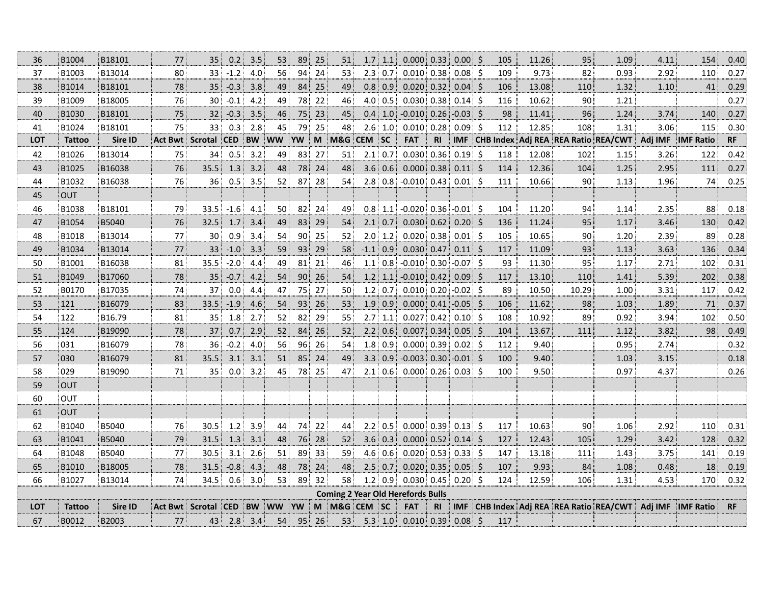| LOT | Tattoo | Sire ID | Act Bwt | Scrotal | CED | BW | WW | YW | M | M&G | CEM | SC | FAT | RI | IMF | CHB Index | Adj REA | REA Ratio | REA/CWT | Adj IMF | IMF Ratio | RF |
|---|---|---|---|---|---|---|---|---|---|---|---|---|---|---|---|---|---|---|---|---|---|---|
| 36 | B1004 | B18101 | 77 | 35 | 0.2 | 3.5 | 53 | 89 | 25 | 51 | 1.7 | 1.1 | 0.000 | 0.33 | 0.00 | $ 105 | 11.26 | 95 | 1.09 | 4.11 | 154 | 0.40 |
| 37 | B1003 | B13014 | 80 | 33 | -1.2 | 4.0 | 56 | 94 | 24 | 53 | 2.3 | 0.7 | 0.010 | 0.38 | 0.08 | $ 109 | 9.73 | 82 | 0.93 | 2.92 | 110 | 0.27 |
| 38 | B1014 | B18101 | 78 | 35 | -0.3 | 3.8 | 49 | 84 | 25 | 49 | 0.8 | 0.9 | 0.020 | 0.32 | 0.04 | $ 106 | 13.08 | 110 | 1.32 | 1.10 | 41 | 0.29 |
| 39 | B1009 | B18005 | 76 | 30 | -0.1 | 4.2 | 49 | 78 | 22 | 46 | 4.0 | 0.5 | 0.030 | 0.38 | 0.14 | $ 116 | 10.62 | 90 | 1.21 | | | 0.27 |
| 40 | B1030 | B18101 | 75 | 32 | -0.3 | 3.5 | 46 | 75 | 23 | 45 | 0.4 | 1.0 | -0.010 | 0.26 | -0.03 | $ 98 | 11.41 | 96 | 1.24 | 3.74 | 140 | 0.27 |
| 41 | B1024 | B18101 | 75 | 33 | 0.3 | 2.8 | 45 | 79 | 25 | 48 | 2.6 | 1.0 | 0.010 | 0.28 | 0.09 | $ 112 | 12.85 | 108 | 1.31 | 3.06 | 115 | 0.30 |
| **LOT** | **Tattoo** | **Sire ID** | **Act Bwt** | **Scrotal** | **CED** | **BW** | **WW** | **YW** | **M** | **M&G** | **CEM** | **SC** | **FAT** | **RI** | **IMF** | **CHB Index** | **Adj REA** | **REA Ratio** | **REA/CWT** | **Adj IMF** | **IMF Ratio** | **RF** |
| 42 | B1026 | B13014 | 75 | 34 | 0.5 | 3.2 | 49 | 83 | 27 | 51 | 2.1 | 0.7 | 0.030 | 0.36 | 0.19 | $ 118 | 12.08 | 102 | 1.15 | 3.26 | 122 | 0.42 |
| 43 | B1025 | B16038 | 76 | 35.5 | 1.3 | 3.2 | 48 | 78 | 24 | 48 | 3.6 | 0.6 | 0.000 | 0.38 | 0.11 | $ 114 | 12.36 | 104 | 1.25 | 2.95 | 111 | 0.27 |
| 44 | B1032 | B16038 | 76 | 36 | 0.5 | 3.5 | 52 | 87 | 28 | 54 | 2.8 | 0.8 | -0.010 | 0.43 | 0.01 | $ 111 | 10.66 | 90 | 1.13 | 1.96 | 74 | 0.25 |
| 45 | OUT | | | | | | | | | | | | | | | | | | | | | |
| 46 | B1038 | B18101 | 79 | 33.5 | -1.6 | 4.1 | 50 | 82 | 24 | 49 | 0.8 | 1.1 | -0.020 | 0.36 | -0.01 | $ 104 | 11.20 | 94 | 1.14 | 2.35 | 88 | 0.18 |
| 47 | B1054 | B5040 | 76 | 32.5 | 1.7 | 3.4 | 49 | 83 | 29 | 54 | 2.1 | 0.7 | 0.030 | 0.62 | 0.20 | $ 136 | 11.24 | 95 | 1.17 | 3.46 | 130 | 0.42 |
| 48 | B1018 | B13014 | 77 | 30 | 0.9 | 3.4 | 54 | 90 | 25 | 52 | 2.0 | 1.2 | 0.020 | 0.38 | 0.01 | $ 105 | 10.65 | 90 | 1.20 | 2.39 | 89 | 0.28 |
| 49 | B1034 | B13014 | 77 | 33 | -1.0 | 3.3 | 59 | 93 | 29 | 58 | -1.1 | 0.9 | 0.030 | 0.47 | 0.11 | $ 117 | 11.09 | 93 | 1.13 | 3.63 | 136 | 0.34 |
| 50 | B1001 | B16038 | 81 | 35.5 | -2.0 | 4.4 | 49 | 81 | 21 | 46 | 1.1 | 0.8 | -0.010 | 0.30 | -0.07 | $ 93 | 11.30 | 95 | 1.17 | 2.71 | 102 | 0.31 |
| 51 | B1049 | B17060 | 78 | 35 | -0.7 | 4.2 | 54 | 90 | 26 | 54 | 1.2 | 1.1 | -0.010 | 0.42 | 0.09 | $ 117 | 13.10 | 110 | 1.41 | 5.39 | 202 | 0.38 |
| 52 | B0170 | B17035 | 74 | 37 | 0.0 | 4.4 | 47 | 75 | 27 | 50 | 1.2 | 0.7 | 0.010 | 0.20 | -0.02 | $ 89 | 10.50 | 10.29 | 1.00 | 3.31 | 117 | 0.42 |
| 53 | 121 | B16079 | 83 | 33.5 | -1.9 | 4.6 | 54 | 93 | 26 | 53 | 1.9 | 0.9 | 0.000 | 0.41 | -0.05 | $ 106 | 11.62 | 98 | 1.03 | 1.89 | 71 | 0.37 |
| 54 | 122 | B16.79 | 81 | 35 | 1.8 | 2.7 | 52 | 82 | 29 | 55 | 2.7 | 1.1 | 0.027 | 0.42 | 0.10 | $ 108 | 10.92 | 89 | 0.92 | 3.94 | 102 | 0.50 |
| 55 | 124 | B19090 | 78 | 37 | 0.7 | 2.9 | 52 | 84 | 26 | 52 | 2.2 | 0.6 | 0.007 | 0.34 | 0.05 | $ 104 | 13.67 | 111 | 1.12 | 3.82 | 98 | 0.49 |
| 56 | 031 | B16079 | 78 | 36 | -0.2 | 4.0 | 56 | 96 | 26 | 54 | 1.8 | 0.9 | 0.000 | 0.39 | 0.02 | $ 112 | 9.40 | | 0.95 | 2.74 | | 0.32 |
| 57 | 030 | B16079 | 81 | 35.5 | 3.1 | 3.1 | 51 | 85 | 24 | 49 | 3.3 | 0.9 | -0.003 | 0.30 | -0.01 | $ 100 | 9.40 | | 1.03 | 3.15 | | 0.18 |
| 58 | 029 | B19090 | 71 | 35 | 0.0 | 3.2 | 45 | 78 | 25 | 47 | 2.1 | 0.6 | 0.000 | 0.26 | 0.03 | $ 100 | 9.50 | | 0.97 | 4.37 | | 0.26 |
| 59 | OUT | | | | | | | | | | | | | | | | | | | | | |
| 60 | OUT | | | | | | | | | | | | | | | | | | | | | |
| 61 | OUT | | | | | | | | | | | | | | | | | | | | | |
| 62 | B1040 | B5040 | 76 | 30.5 | 1.2 | 3.9 | 44 | 74 | 22 | 44 | 2.2 | 0.5 | 0.000 | 0.39 | 0.13 | $ 117 | 10.63 | 90 | 1.06 | 2.92 | 110 | 0.31 |
| 63 | B1041 | B5040 | 79 | 31.5 | 1.3 | 3.1 | 48 | 76 | 28 | 52 | 3.6 | 0.3 | 0.000 | 0.52 | 0.14 | $ 127 | 12.43 | 105 | 1.29 | 3.42 | 128 | 0.32 |
| 64 | B1048 | B5040 | 77 | 30.5 | 3.1 | 2.6 | 51 | 89 | 33 | 59 | 4.6 | 0.6 | 0.020 | 0.53 | 0.33 | $ 147 | 13.18 | 111 | 1.43 | 3.75 | 141 | 0.19 |
| 65 | B1010 | B18005 | 78 | 31.5 | -0.8 | 4.3 | 48 | 78 | 24 | 48 | 2.5 | 0.7 | 0.020 | 0.35 | 0.05 | $ 107 | 9.93 | 84 | 1.08 | 0.48 | 18 | 0.19 |
| 66 | B1027 | B13014 | 74 | 34.5 | 0.6 | 3.0 | 53 | 89 | 32 | 58 | 1.2 | 0.9 | 0.030 | 0.45 | 0.20 | $ 124 | 12.59 | 106 | 1.31 | 4.53 | 170 | 0.32 |
| **Coming 2 Year Old Herefords Bulls** | | | | | | | | | | | | | | | | | | | | | | |
| **LOT** | **Tattoo** | **Sire ID** | **Act Bwt** | **Scrotal** | **CED** | **BW** | **WW** | **YW** | **M** | **M&G** | **CEM** | **SC** | **FAT** | **RI** | **IMF** | **CHB Index** | **Adj REA** | **REA Ratio** | **REA/CWT** | **Adj IMF** | **IMF Ratio** | **RF** |
| 67 | B0012 | B2003 | 77 | 43 | 2.8 | 3.4 | 54 | 95 | 26 | 53 | 5.3 | 1.0 | 0.010 | 0.39 | 0.08 | $ 117 | | | | | | |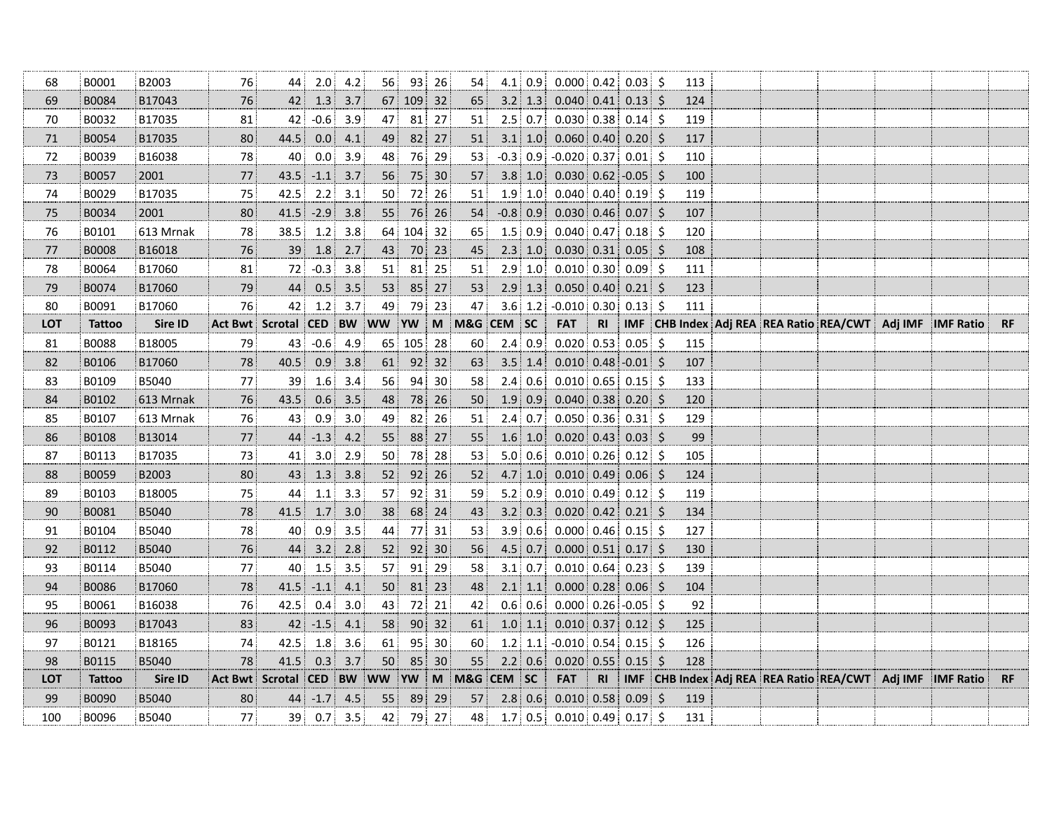| LOT | Tattoo | Sire ID | Act Bwt | Scrotal | CED | BW | WW | YW | M | M&G | CEM | SC | FAT | RI | IMF | CHB Index | Adj REA | REA Ratio | REA/CWT | Adj IMF | IMF Ratio | RF |
|---|---|---|---|---|---|---|---|---|---|---|---|---|---|---|---|---|---|---|---|---|---|---|
| 68 | B0001 | B2003 | 76 | 44 | 2.0 | 4.2 | 56 | 93 | 26 | 54 | 4.1 | 0.9 | 0.000 | 0.42 | 0.03 | $ 113 | | | | | | |
| 69 | B0084 | B17043 | 76 | 42 | 1.3 | 3.7 | 67 | 109 | 32 | 65 | 3.2 | 1.3 | 0.040 | 0.41 | 0.13 | $ 124 | | | | | | |
| 70 | B0032 | B17035 | 81 | 42 | -0.6 | 3.9 | 47 | 81 | 27 | 51 | 2.5 | 0.7 | 0.030 | 0.38 | 0.14 | $ 119 | | | | | | |
| 71 | B0054 | B17035 | 80 | 44.5 | 0.0 | 4.1 | 49 | 82 | 27 | 51 | 3.1 | 1.0 | 0.060 | 0.40 | 0.20 | $ 117 | | | | | | |
| 72 | B0039 | B16038 | 78 | 40 | 0.0 | 3.9 | 48 | 76 | 29 | 53 | -0.3 | 0.9 | -0.020 | 0.37 | 0.01 | $ 110 | | | | | | |
| 73 | B0057 | 2001 | 77 | 43.5 | -1.1 | 3.7 | 56 | 75 | 30 | 57 | 3.8 | 1.0 | 0.030 | 0.62 | -0.05 | $ 100 | | | | | | |
| 74 | B0029 | B17035 | 75 | 42.5 | 2.2 | 3.1 | 50 | 72 | 26 | 51 | 1.9 | 1.0 | 0.040 | 0.40 | 0.19 | $ 119 | | | | | | |
| 75 | B0034 | 2001 | 80 | 41.5 | -2.9 | 3.8 | 55 | 76 | 26 | 54 | -0.8 | 0.9 | 0.030 | 0.46 | 0.07 | $ 107 | | | | | | |
| 76 | B0101 | 613 Mrnak | 78 | 38.5 | 1.2 | 3.8 | 64 | 104 | 32 | 65 | 1.5 | 0.9 | 0.040 | 0.47 | 0.18 | $ 120 | | | | | | |
| 77 | B0008 | B16018 | 76 | 39 | 1.8 | 2.7 | 43 | 70 | 23 | 45 | 2.3 | 1.0 | 0.030 | 0.31 | 0.05 | $ 108 | | | | | | |
| 78 | B0064 | B17060 | 81 | 72 | -0.3 | 3.8 | 51 | 81 | 25 | 51 | 2.9 | 1.0 | 0.010 | 0.30 | 0.09 | $ 111 | | | | | | |
| 79 | B0074 | B17060 | 79 | 44 | 0.5 | 3.5 | 53 | 85 | 27 | 53 | 2.9 | 1.3 | 0.050 | 0.40 | 0.21 | $ 123 | | | | | | |
| 80 | B0091 | B17060 | 76 | 42 | 1.2 | 3.7 | 49 | 79 | 23 | 47 | 3.6 | 1.2 | -0.010 | 0.30 | 0.13 | $ 111 | | | | | | |
| LOT | Tattoo | Sire ID | Act Bwt | Scrotal | CED | BW | WW | YW | M | M&G | CEM | SC | FAT | RI | IMF | CHB Index | Adj REA | REA Ratio | REA/CWT | Adj IMF | IMF Ratio | RF |
| 81 | B0088 | B18005 | 79 | 43 | -0.6 | 4.9 | 65 | 105 | 28 | 60 | 2.4 | 0.9 | 0.020 | 0.53 | 0.05 | $ 115 | | | | | | |
| 82 | B0106 | B17060 | 78 | 40.5 | 0.9 | 3.8 | 61 | 92 | 32 | 63 | 3.5 | 1.4 | 0.010 | 0.48 | -0.01 | $ 107 | | | | | | |
| 83 | B0109 | B5040 | 77 | 39 | 1.6 | 3.4 | 56 | 94 | 30 | 58 | 2.4 | 0.6 | 0.010 | 0.65 | 0.15 | $ 133 | | | | | | |
| 84 | B0102 | 613 Mrnak | 76 | 43.5 | 0.6 | 3.5 | 48 | 78 | 26 | 50 | 1.9 | 0.9 | 0.040 | 0.38 | 0.20 | $ 120 | | | | | | |
| 85 | B0107 | 613 Mrnak | 76 | 43 | 0.9 | 3.0 | 49 | 82 | 26 | 51 | 2.4 | 0.7 | 0.050 | 0.36 | 0.31 | $ 129 | | | | | | |
| 86 | B0108 | B13014 | 77 | 44 | -1.3 | 4.2 | 55 | 88 | 27 | 55 | 1.6 | 1.0 | 0.020 | 0.43 | 0.03 | $ 99 | | | | | | |
| 87 | B0113 | B17035 | 73 | 41 | 3.0 | 2.9 | 50 | 78 | 28 | 53 | 5.0 | 0.6 | 0.010 | 0.26 | 0.12 | $ 105 | | | | | | |
| 88 | B0059 | B2003 | 80 | 43 | 1.3 | 3.8 | 52 | 92 | 26 | 52 | 4.7 | 1.0 | 0.010 | 0.49 | 0.06 | $ 124 | | | | | | |
| 89 | B0103 | B18005 | 75 | 44 | 1.1 | 3.3 | 57 | 92 | 31 | 59 | 5.2 | 0.9 | 0.010 | 0.49 | 0.12 | $ 119 | | | | | | |
| 90 | B0081 | B5040 | 78 | 41.5 | 1.7 | 3.0 | 38 | 68 | 24 | 43 | 3.2 | 0.3 | 0.020 | 0.42 | 0.21 | $ 134 | | | | | | |
| 91 | B0104 | B5040 | 78 | 40 | 0.9 | 3.5 | 44 | 77 | 31 | 53 | 3.9 | 0.6 | 0.000 | 0.46 | 0.15 | $ 127 | | | | | | |
| 92 | B0112 | B5040 | 76 | 44 | 3.2 | 2.8 | 52 | 92 | 30 | 56 | 4.5 | 0.7 | 0.000 | 0.51 | 0.17 | $ 130 | | | | | | |
| 93 | B0114 | B5040 | 77 | 40 | 1.5 | 3.5 | 57 | 91 | 29 | 58 | 3.1 | 0.7 | 0.010 | 0.64 | 0.23 | $ 139 | | | | | | |
| 94 | B0086 | B17060 | 78 | 41.5 | -1.1 | 4.1 | 50 | 81 | 23 | 48 | 2.1 | 1.1 | 0.000 | 0.28 | 0.06 | $ 104 | | | | | | |
| 95 | B0061 | B16038 | 76 | 42.5 | 0.4 | 3.0 | 43 | 72 | 21 | 42 | 0.6 | 0.6 | 0.000 | 0.26 | -0.05 | $ 92 | | | | | | |
| 96 | B0093 | B17043 | 83 | 42 | -1.5 | 4.1 | 58 | 90 | 32 | 61 | 1.0 | 1.1 | 0.010 | 0.37 | 0.12 | $ 125 | | | | | | |
| 97 | B0121 | B18165 | 74 | 42.5 | 1.8 | 3.6 | 61 | 95 | 30 | 60 | 1.2 | 1.1 | -0.010 | 0.54 | 0.15 | $ 126 | | | | | | |
| 98 | B0115 | B5040 | 78 | 41.5 | 0.3 | 3.7 | 50 | 85 | 30 | 55 | 2.2 | 0.6 | 0.020 | 0.55 | 0.15 | $ 128 | | | | | | |
| LOT | Tattoo | Sire ID | Act Bwt | Scrotal | CED | BW | WW | YW | M | M&G | CEM | SC | FAT | RI | IMF | CHB Index | Adj REA | REA Ratio | REA/CWT | Adj IMF | IMF Ratio | RF |
| 99 | B0090 | B5040 | 80 | 44 | -1.7 | 4.5 | 55 | 89 | 29 | 57 | 2.8 | 0.6 | 0.010 | 0.58 | 0.09 | $ 119 | | | | | | |
| 100 | B0096 | B5040 | 77 | 39 | 0.7 | 3.5 | 42 | 79 | 27 | 48 | 1.7 | 0.5 | 0.010 | 0.49 | 0.17 | $ 131 | | | | | | |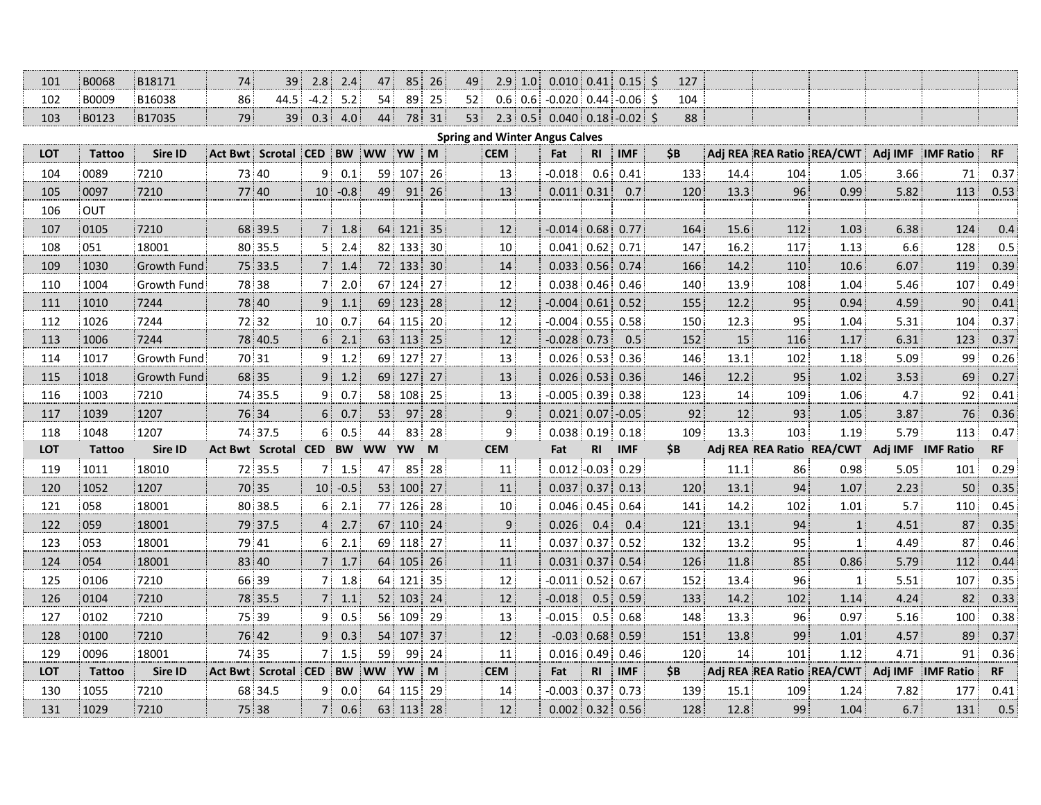| | | | | | | | | | | | | | | | | | | | | | | |
|---|---|---|---|---|---|---|---|---|---|---|---|---|---|---|---|---|---|---|---|---|---|---|
| 101 | B0068 | B18171 | 74 | 39 | 2.8 | 2.4 | 47 | 85 | 26 | 49 | 2.9 | 1.0 | 0.010 | 0.41 | 0.15 | $ | 127 | | | | | |
| 102 | B0009 | B16038 | 86 | 44.5 | -4.2 | 5.2 | 54 | 89 | 25 | 52 | 0.6 | 0.6 | -0.020 | 0.44 | -0.06 | $ | 104 | | | | | |
| 103 | B0123 | B17035 | 79 | 39 | 0.3 | 4.0 | 44 | 78 | 31 | 53 | 2.3 | 0.5 | 0.040 | 0.18 | -0.02 | $ | 88 | | | | | |

**Spring and Winter Angus Calves**

| LOT | Tattoo | Sire ID | Act Bwt | Scrotal | CED | BW | WW | YW | M | CEM | Fat | RI | IMF | $B | Adj REA | REA Ratio | REA/CWT | Adj IMF | IMF Ratio | RF |
|---|---|---|---|---|---|---|---|---|---|---|---|---|---|---|---|---|---|---|---|---|
| 104 | 0089 | 7210 | 73 | 40 | 9 | 0.1 | 59 | 107 | 26 | 13 | -0.018 | 0.6 | 0.41 | 133 | 14.4 | 104 | 1.05 | 3.66 | 71 | 0.37 |
| 105 | 0097 | 7210 | 77 | 40 | 10 | -0.8 | 49 | 91 | 26 | 13 | 0.011 | 0.31 | 0.7 | 120 | 13.3 | 96 | 0.99 | 5.82 | 113 | 0.53 |
| 106 | OUT | | | | | | | | | | | | | | | | | | | |
| 107 | 0105 | 7210 | 68 | 39.5 | 7 | 1.8 | 64 | 121 | 35 | 12 | -0.014 | 0.68 | 0.77 | 164 | 15.6 | 112 | 1.03 | 6.38 | 124 | 0.4 |
| 108 | 051 | 18001 | 80 | 35.5 | 5 | 2.4 | 82 | 133 | 30 | 10 | 0.041 | 0.62 | 0.71 | 147 | 16.2 | 117 | 1.13 | 6.6 | 128 | 0.5 |
| 109 | 1030 | Growth Fund | 75 | 33.5 | 7 | 1.4 | 72 | 133 | 30 | 14 | 0.033 | 0.56 | 0.74 | 166 | 14.2 | 110 | 10.6 | 6.07 | 119 | 0.39 |
| 110 | 1004 | Growth Fund | 78 | 38 | 7 | 2.0 | 67 | 124 | 27 | 12 | 0.038 | 0.46 | 0.46 | 140 | 13.9 | 108 | 1.04 | 5.46 | 107 | 0.49 |
| 111 | 1010 | 7244 | 78 | 40 | 9 | 1.1 | 69 | 123 | 28 | 12 | -0.004 | 0.61 | 0.52 | 155 | 12.2 | 95 | 0.94 | 4.59 | 90 | 0.41 |
| 112 | 1026 | 7244 | 72 | 32 | 10 | 0.7 | 64 | 115 | 20 | 12 | -0.004 | 0.55 | 0.58 | 150 | 12.3 | 95 | 1.04 | 5.31 | 104 | 0.37 |
| 113 | 1006 | 7244 | 78 | 40.5 | 6 | 2.1 | 63 | 113 | 25 | 12 | -0.028 | 0.73 | 0.5 | 152 | 15 | 116 | 1.17 | 6.31 | 123 | 0.37 |
| 114 | 1017 | Growth Fund | 70 | 31 | 9 | 1.2 | 69 | 127 | 27 | 13 | 0.026 | 0.53 | 0.36 | 146 | 13.1 | 102 | 1.18 | 5.09 | 99 | 0.26 |
| 115 | 1018 | Growth Fund | 68 | 35 | 9 | 1.2 | 69 | 127 | 27 | 13 | 0.026 | 0.53 | 0.36 | 146 | 12.2 | 95 | 1.02 | 3.53 | 69 | 0.27 |
| 116 | 1003 | 7210 | 74 | 35.5 | 9 | 0.7 | 58 | 108 | 25 | 13 | -0.005 | 0.39 | 0.38 | 123 | 14 | 109 | 1.06 | 4.7 | 92 | 0.41 |
| 117 | 1039 | 1207 | 76 | 34 | 6 | 0.7 | 53 | 97 | 28 | 9 | 0.021 | 0.07 | -0.05 | 92 | 12 | 93 | 1.05 | 3.87 | 76 | 0.36 |
| 118 | 1048 | 1207 | 74 | 37.5 | 6 | 0.5 | 44 | 83 | 28 | 9 | 0.038 | 0.19 | 0.18 | 109 | 13.3 | 103 | 1.19 | 5.79 | 113 | 0.47 |
| LOT | Tattoo | Sire ID | Act Bwt | Scrotal | CED | BW | WW | YW | M | CEM | Fat | RI | IMF | $B | Adj REA | REA Ratio | REA/CWT | Adj IMF | IMF Ratio | RF |
| 119 | 1011 | 18010 | 72 | 35.5 | 7 | 1.5 | 47 | 85 | 28 | 11 | 0.012 | -0.03 | 0.29 | | 11.1 | 86 | 0.98 | 5.05 | 101 | 0.29 |
| 120 | 1052 | 1207 | 70 | 35 | 10 | -0.5 | 53 | 100 | 27 | 11 | 0.037 | 0.37 | 0.13 | 120 | 13.1 | 94 | 1.07 | 2.23 | 50 | 0.35 |
| 121 | 058 | 18001 | 80 | 38.5 | 6 | 2.1 | 77 | 126 | 28 | 10 | 0.046 | 0.45 | 0.64 | 141 | 14.2 | 102 | 1.01 | 5.7 | 110 | 0.45 |
| 122 | 059 | 18001 | 79 | 37.5 | 4 | 2.7 | 67 | 110 | 24 | 9 | 0.026 | 0.4 | 0.4 | 121 | 13.1 | 94 | 1 | 4.51 | 87 | 0.35 |
| 123 | 053 | 18001 | 79 | 41 | 6 | 2.1 | 69 | 118 | 27 | 11 | 0.037 | 0.37 | 0.52 | 132 | 13.2 | 95 | 1 | 4.49 | 87 | 0.46 |
| 124 | 054 | 18001 | 83 | 40 | 7 | 1.7 | 64 | 105 | 26 | 11 | 0.031 | 0.37 | 0.54 | 126 | 11.8 | 85 | 0.86 | 5.79 | 112 | 0.44 |
| 125 | 0106 | 7210 | 66 | 39 | 7 | 1.8 | 64 | 121 | 35 | 12 | -0.011 | 0.52 | 0.67 | 152 | 13.4 | 96 | 1 | 5.51 | 107 | 0.35 |
| 126 | 0104 | 7210 | 78 | 35.5 | 7 | 1.1 | 52 | 103 | 24 | 12 | -0.018 | 0.5 | 0.59 | 133 | 14.2 | 102 | 1.14 | 4.24 | 82 | 0.33 |
| 127 | 0102 | 7210 | 75 | 39 | 9 | 0.5 | 56 | 109 | 29 | 13 | -0.015 | 0.5 | 0.68 | 148 | 13.3 | 96 | 0.97 | 5.16 | 100 | 0.38 |
| 128 | 0100 | 7210 | 76 | 42 | 9 | 0.3 | 54 | 107 | 37 | 12 | -0.03 | 0.68 | 0.59 | 151 | 13.8 | 99 | 1.01 | 4.57 | 89 | 0.37 |
| 129 | 0096 | 18001 | 74 | 35 | 7 | 1.5 | 59 | 99 | 24 | 11 | 0.016 | 0.49 | 0.46 | 120 | 14 | 101 | 1.12 | 4.71 | 91 | 0.36 |
| LOT | Tattoo | Sire ID | Act Bwt | Scrotal | CED | BW | WW | YW | M | CEM | Fat | RI | IMF | $B | Adj REA | REA Ratio | REA/CWT | Adj IMF | IMF Ratio | RF |
| 130 | 1055 | 7210 | 68 | 34.5 | 9 | 0.0 | 64 | 115 | 29 | 14 | -0.003 | 0.37 | 0.73 | 139 | 15.1 | 109 | 1.24 | 7.82 | 177 | 0.41 |
| 131 | 1029 | 7210 | 75 | 38 | 7 | 0.6 | 63 | 113 | 28 | 12 | 0.002 | 0.32 | 0.56 | 128 | 12.8 | 99 | 1.04 | 6.7 | 131 | 0.5 |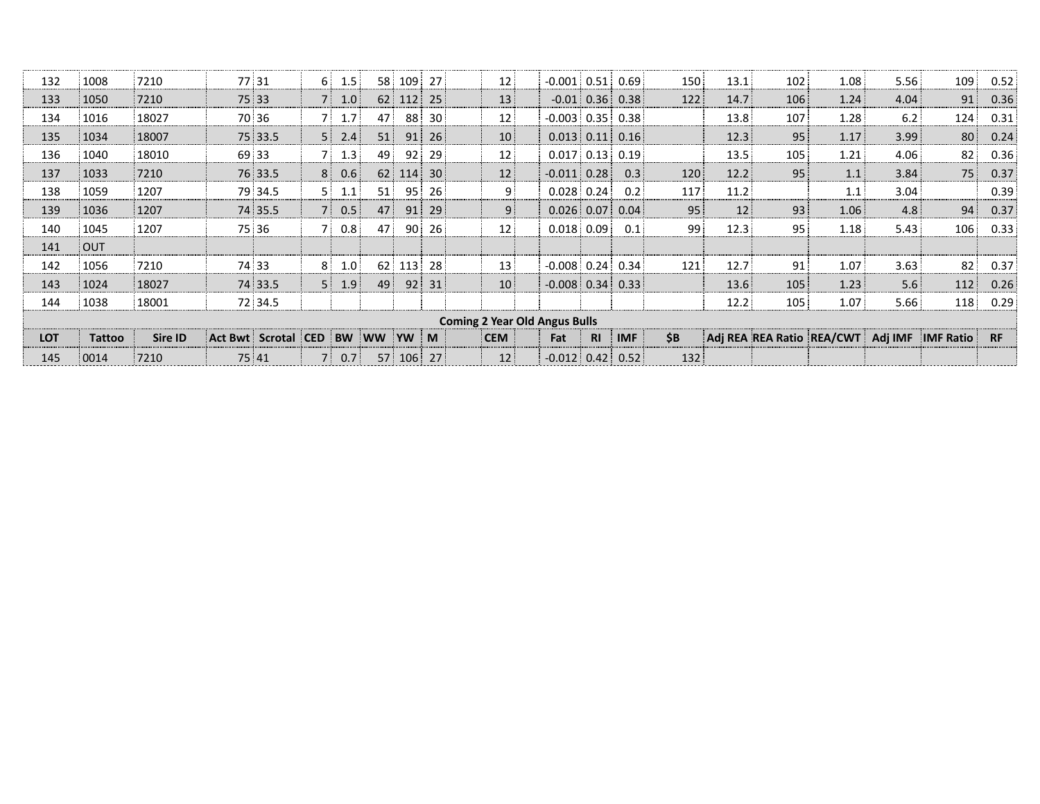| | | | | | | | | | | | | | | | | | | | | | | |
|---|---|---|---|---|---|---|---|---|---|---|---|---|---|---|---|---|---|---|---|---|---|---|
| 132 | 1008 | 7210 | 77 | 31 | 6 | 1.5 | 58 | 109 | 27 | | 12 | | -0.001 | 0.51 | 0.69 | 150 | 13.1 | 102 | 1.08 | 5.56 | 109 | 0.52 |
| 133 | 1050 | 7210 | 75 | 33 | 7 | 1.0 | 62 | 112 | 25 | | 13 | | -0.01 | 0.36 | 0.38 | 122 | 14.7 | 106 | 1.24 | 4.04 | 91 | 0.36 |
| 134 | 1016 | 18027 | 70 | 36 | 7 | 1.7 | 47 | 88 | 30 | | 12 | | -0.003 | 0.35 | 0.38 | | 13.8 | 107 | 1.28 | 6.2 | 124 | 0.31 |
| 135 | 1034 | 18007 | 75 | 33.5 | 5 | 2.4 | 51 | 91 | 26 | | 10 | | 0.013 | 0.11 | 0.16 | | 12.3 | 95 | 1.17 | 3.99 | 80 | 0.24 |
| 136 | 1040 | 18010 | 69 | 33 | 7 | 1.3 | 49 | 92 | 29 | | 12 | | 0.017 | 0.13 | 0.19 | | 13.5 | 105 | 1.21 | 4.06 | 82 | 0.36 |
| 137 | 1033 | 7210 | 76 | 33.5 | 8 | 0.6 | 62 | 114 | 30 | | 12 | | -0.011 | 0.28 | 0.3 | 120 | 12.2 | 95 | 1.1 | 3.84 | 75 | 0.37 |
| 138 | 1059 | 1207 | 79 | 34.5 | 5 | 1.1 | 51 | 95 | 26 | | 9 | | 0.028 | 0.24 | 0.2 | 117 | 11.2 | | 1.1 | 3.04 | | 0.39 |
| 139 | 1036 | 1207 | 74 | 35.5 | 7 | 0.5 | 47 | 91 | 29 | | 9 | | 0.026 | 0.07 | 0.04 | 95 | 12 | 93 | 1.06 | 4.8 | 94 | 0.37 |
| 140 | 1045 | 1207 | 75 | 36 | 7 | 0.8 | 47 | 90 | 26 | | 12 | | 0.018 | 0.09 | 0.1 | 99 | 12.3 | 95 | 1.18 | 5.43 | 106 | 0.33 |
| 141 | OUT | | | | | | | | | | | | | | | | | | | | | |
| 142 | 1056 | 7210 | 74 | 33 | 8 | 1.0 | 62 | 113 | 28 | | 13 | | -0.008 | 0.24 | 0.34 | 121 | 12.7 | 91 | 1.07 | 3.63 | 82 | 0.37 |
| 143 | 1024 | 18027 | 74 | 33.5 | 5 | 1.9 | 49 | 92 | 31 | | 10 | | -0.008 | 0.34 | 0.33 | | 13.6 | 105 | 1.23 | 5.6 | 112 | 0.26 |
| 144 | 1038 | 18001 | 72 | 34.5 | | | | | | | | | | | | | 12.2 | 105 | 1.07 | 5.66 | 118 | 0.29 |
| **Coming 2 Year Old Angus Bulls** | | | | | | | | | | | | | | | | | | | | | | |
| **LOT** | **Tattoo** | **Sire ID** | **Act Bwt** | **Scrotal** | **CED** | **BW** | **WW** | **YW** | **M** | | **CEM** | | **Fat** | **RI** | **IMF** | **$B** | **Adj REA** | **REA Ratio** | **REA/CWT** | **Adj IMF** | **IMF Ratio** | **RF** |
| 145 | 0014 | 7210 | 75 | 41 | 7 | 0.7 | 57 | 106 | 27 | | 12 | | -0.012 | 0.42 | 0.52 | 132 | | | | | | |